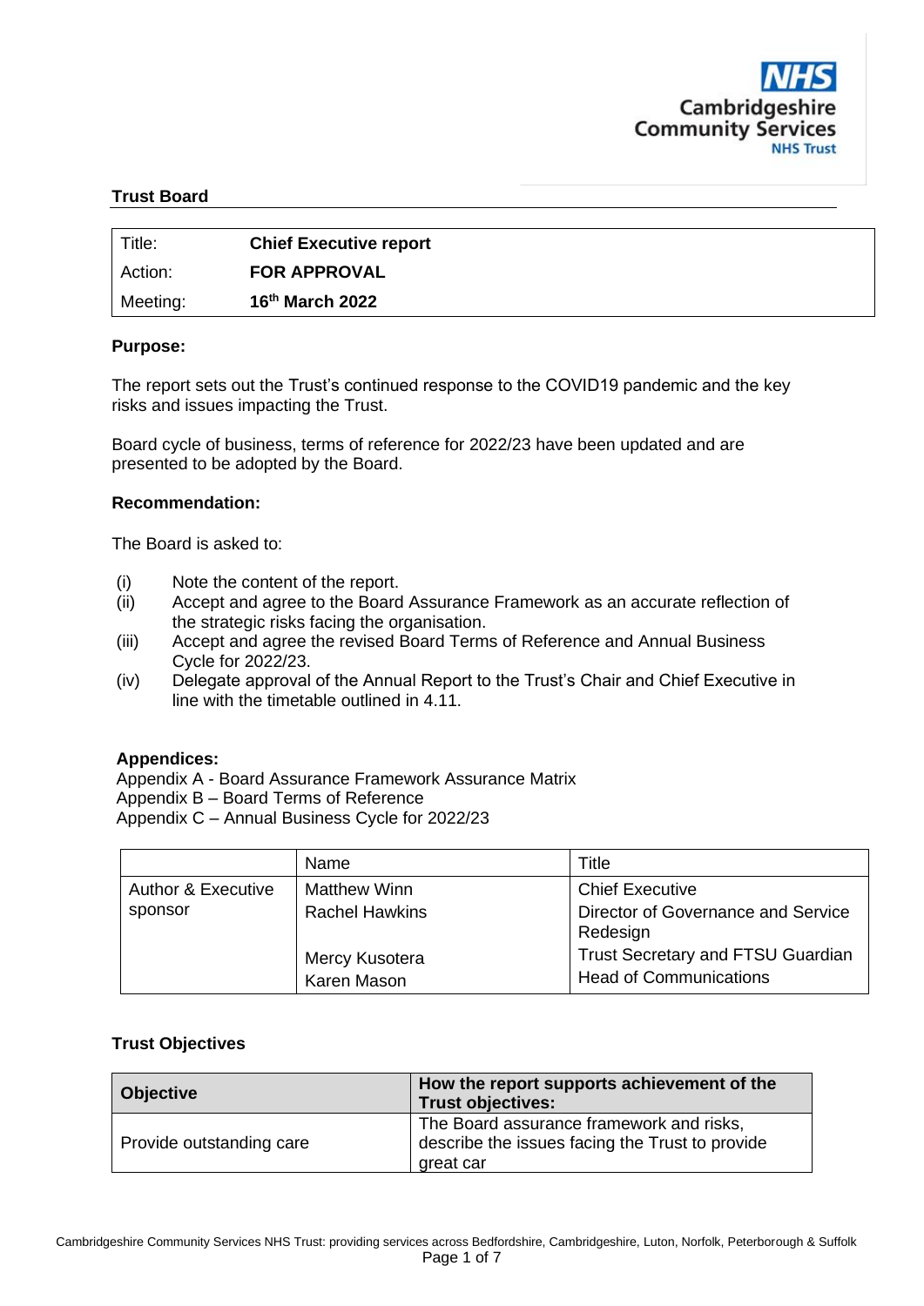**Trust Board**

| Title: | **Chief Executive report** |
|---|---|
| Action: | **FOR APPROVAL** |
| Meeting: | **16th March 2022** |

**Purpose:**

The report sets out the Trust's continued response to the COVID19 pandemic and the key risks and issues impacting the Trust.

Board cycle of business, terms of reference for 2022/23 have been updated and are presented to be adopted by the Board.

**Recommendation:**

The Board is asked to:

(i) Note the content of the report.
(ii) Accept and agree to the Board Assurance Framework as an accurate reflection of the strategic risks facing the organisation.
(iii) Accept and agree the revised Board Terms of Reference and Annual Business Cycle for 2022/23.
(iv) Delegate approval of the Annual Report to the Trust's Chair and Chief Executive in line with the timetable outlined in 4.11.

**Appendices:**
Appendix A - Board Assurance Framework Assurance Matrix
Appendix B – Board Terms of Reference
Appendix C – Annual Business Cycle for 2022/23

| | Name | Title |
|---|---|---|
| Author & Executive sponsor | Matthew Winn | Chief Executive |
| | Rachel Hawkins | Director of Governance and Service Redesign |
| | Mercy Kusotera | Trust Secretary and FTSU Guardian |
| | Karen Mason | Head of Communications |

**Trust Objectives**

| **Objective** | **How the report supports achievement of the Trust objectives:** |
|---|---|
| Provide outstanding care | The Board assurance framework and risks, describe the issues facing the Trust to provide great car |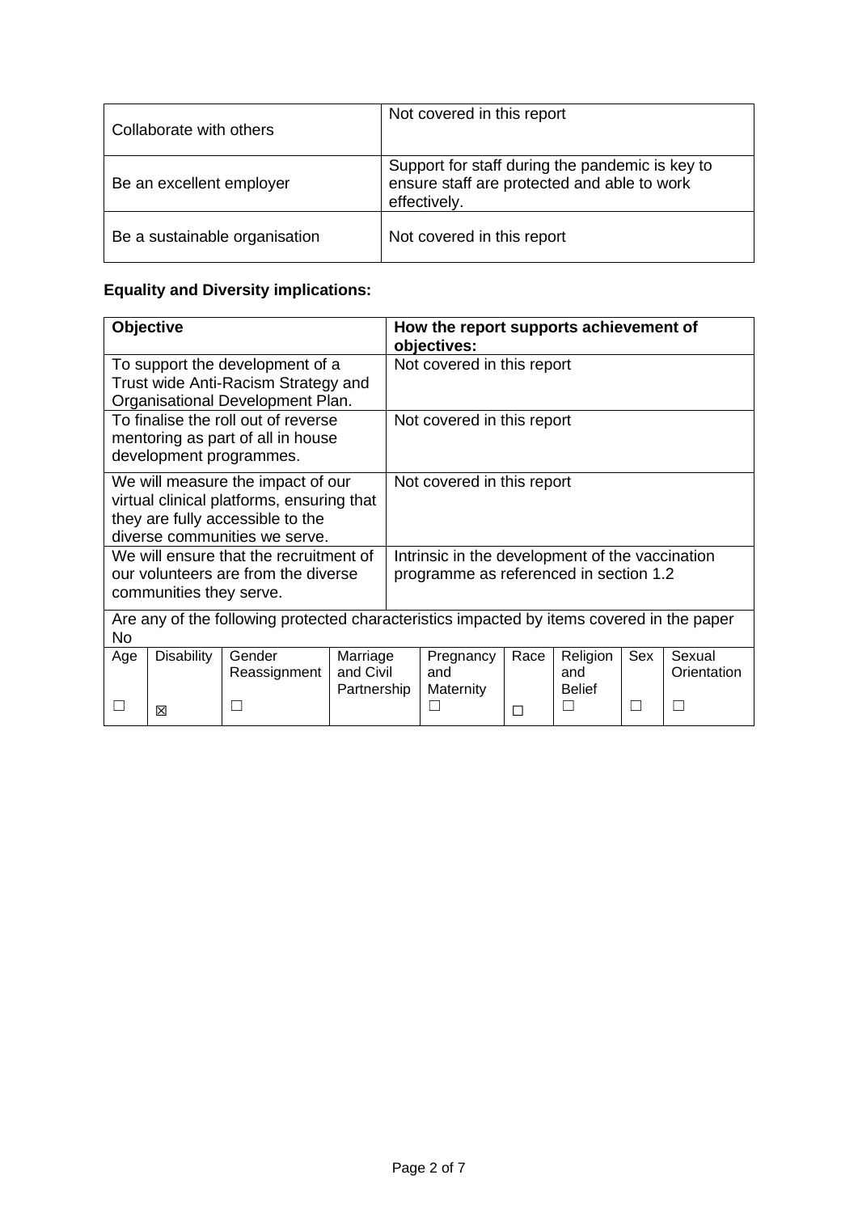| Collaborate with others | Not covered in this report |
|---|---|
| Be an excellent employer | Support for staff during the pandemic is key to ensure staff are protected and able to work effectively. |
| Be a sustainable organisation | Not covered in this report |

**Equality and Diversity implications:**

| **Objective** | **How the report supports achievement of objectives:** |
|---|---|
| To support the development of a Trust wide Anti-Racism Strategy and Organisational Development Plan. | Not covered in this report |
| To finalise the roll out of reverse mentoring as part of all in house development programmes. | Not covered in this report |
| We will measure the impact of our virtual clinical platforms, ensuring that they are fully accessible to the diverse communities we serve. | Not covered in this report |
| We will ensure that the recruitment of our volunteers are from the diverse communities they serve. | Intrinsic in the development of the vaccination programme as referenced in section 1.2 |

Are any of the following protected characteristics impacted by items covered in the paper No

| Age | Disability | Gender Reassignment | Marriage and Civil Partnership | Pregnancy and Maternity | Race | Religion and Belief | Sex | Sexual Orientation |
|---|---|---|---|---|---|---|---|---|
| ☐ | ☒ | ☐ | | ☐ | ☐ | ☐ | ☐ | ☐ |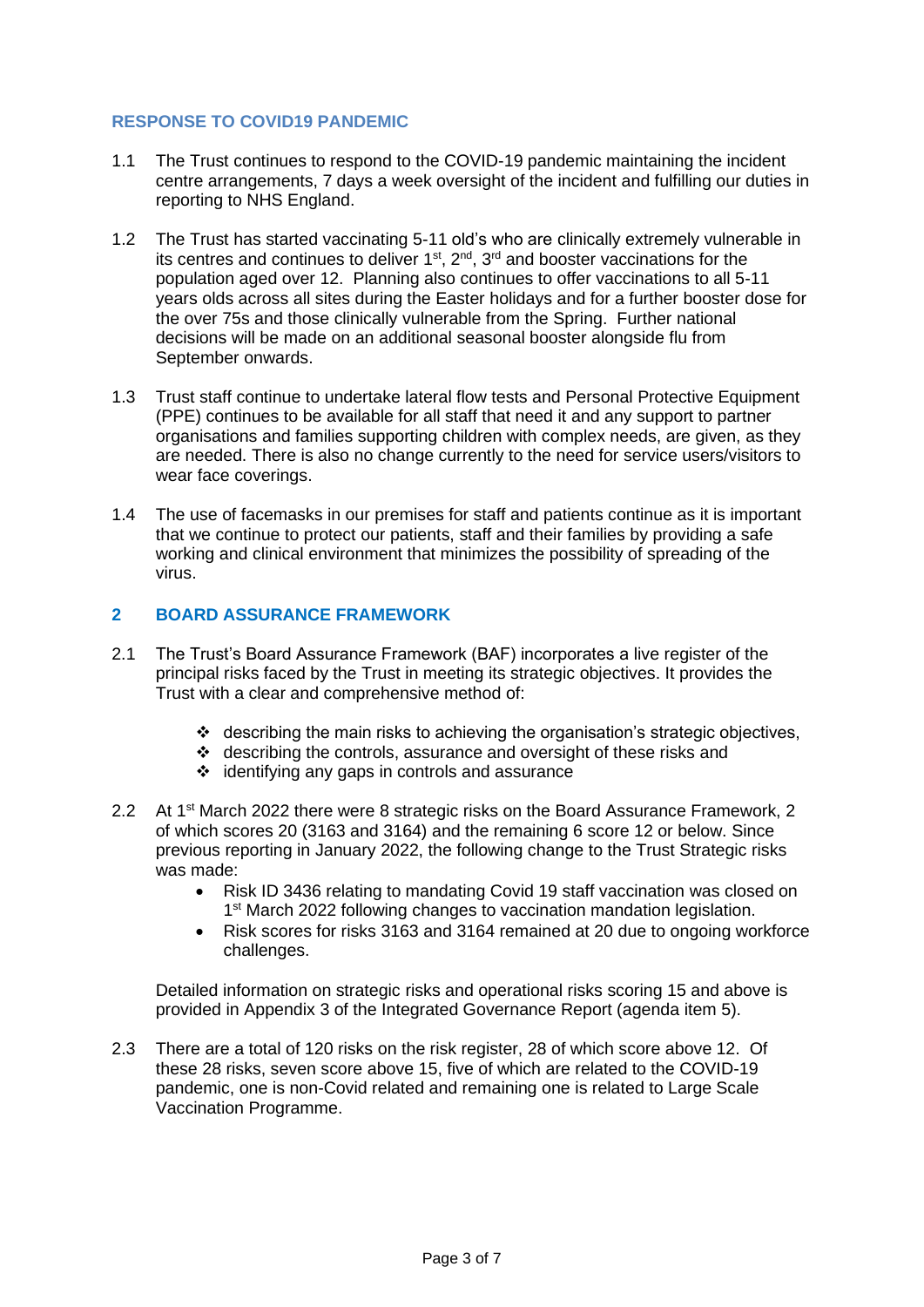## RESPONSE TO COVID19 PANDEMIC

1.1 The Trust continues to respond to the COVID-19 pandemic maintaining the incident centre arrangements, 7 days a week oversight of the incident and fulfilling our duties in reporting to NHS England.

1.2 The Trust has started vaccinating 5-11 old's who are clinically extremely vulnerable in its centres and continues to deliver 1st, 2nd, 3rd and booster vaccinations for the population aged over 12. Planning also continues to offer vaccinations to all 5-11 years olds across all sites during the Easter holidays and for a further booster dose for the over 75s and those clinically vulnerable from the Spring. Further national decisions will be made on an additional seasonal booster alongside flu from September onwards.

1.3 Trust staff continue to undertake lateral flow tests and Personal Protective Equipment (PPE) continues to be available for all staff that need it and any support to partner organisations and families supporting children with complex needs, are given, as they are needed. There is also no change currently to the need for service users/visitors to wear face coverings.

1.4 The use of facemasks in our premises for staff and patients continue as it is important that we continue to protect our patients, staff and their families by providing a safe working and clinical environment that minimizes the possibility of spreading of the virus.

## 2 BOARD ASSURANCE FRAMEWORK

2.1 The Trust's Board Assurance Framework (BAF) incorporates a live register of the principal risks faced by the Trust in meeting its strategic objectives. It provides the Trust with a clear and comprehensive method of:

- describing the main risks to achieving the organisation's strategic objectives,
- describing the controls, assurance and oversight of these risks and
- identifying any gaps in controls and assurance

2.2 At 1st March 2022 there were 8 strategic risks on the Board Assurance Framework, 2 of which scores 20 (3163 and 3164) and the remaining 6 score 12 or below. Since previous reporting in January 2022, the following change to the Trust Strategic risks was made:

- Risk ID 3436 relating to mandating Covid 19 staff vaccination was closed on 1st March 2022 following changes to vaccination mandation legislation.
- Risk scores for risks 3163 and 3164 remained at 20 due to ongoing workforce challenges.

Detailed information on strategic risks and operational risks scoring 15 and above is provided in Appendix 3 of the Integrated Governance Report (agenda item 5).

2.3 There are a total of 120 risks on the risk register, 28 of which score above 12. Of these 28 risks, seven score above 15, five of which are related to the COVID-19 pandemic, one is non-Covid related and remaining one is related to Large Scale Vaccination Programme.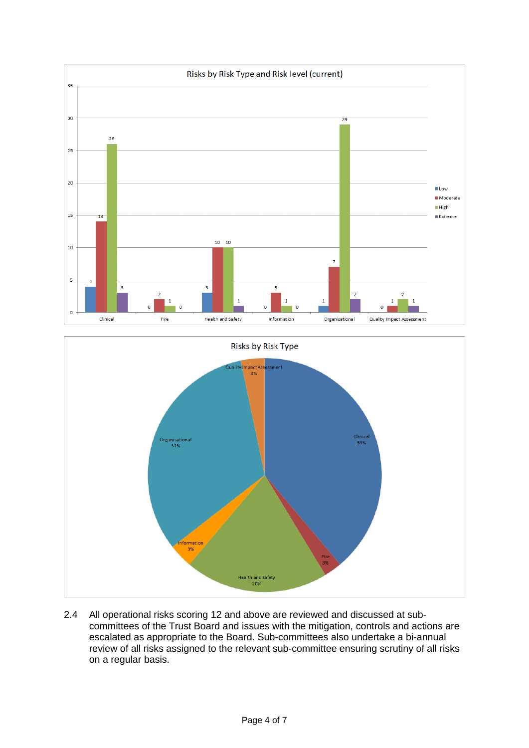Risks by Risk Type and Risk level (current)

| Risk Type | Low | Moderate | High | Extreme |
|---|---|---|---|---|
| Clinical | 4 | 14 | 26 | 3 |
| Fire | 0 | 2 | 1 | 0 |
| Health and Safety | 3 | 10 | 10 | 1 |
| Information | 0 | 3 | 1 | 0 |
| Organisational | 1 | 7 | 29 | 2 |
| Quality Impact Assessment | 0 | 1 | 2 | 1 |

Risks by Risk Type

| Risk Type | % |
|---|---|
| Clinical | 39% |
| Fire | 3% |
| Health and Safety | 20% |
| Information | 3% |
| Organisational | 32% |
| Quality Impact Assessment | 3% |

2.4 All operational risks scoring 12 and above are reviewed and discussed at sub-committees of the Trust Board and issues with the mitigation, controls and actions are escalated as appropriate to the Board. Sub-committees also undertake a bi-annual review of all risks assigned to the relevant sub-committee ensuring scrutiny of all risks on a regular basis.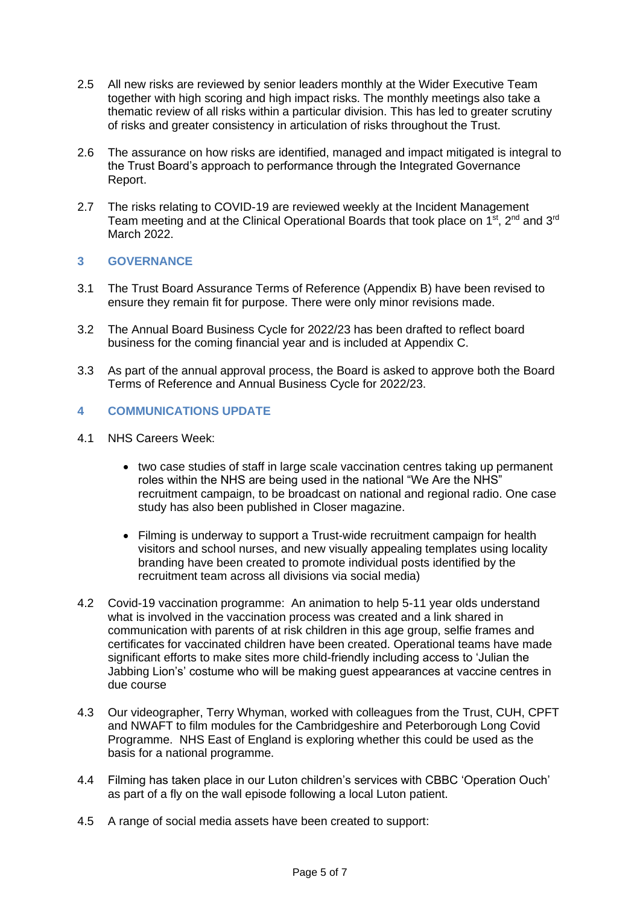2.5 All new risks are reviewed by senior leaders monthly at the Wider Executive Team together with high scoring and high impact risks. The monthly meetings also take a thematic review of all risks within a particular division. This has led to greater scrutiny of risks and greater consistency in articulation of risks throughout the Trust.

2.6 The assurance on how risks are identified, managed and impact mitigated is integral to the Trust Board's approach to performance through the Integrated Governance Report.

2.7 The risks relating to COVID-19 are reviewed weekly at the Incident Management Team meeting and at the Clinical Operational Boards that took place on 1st, 2nd and 3rd March 2022.

## 3 GOVERNANCE

3.1 The Trust Board Assurance Terms of Reference (Appendix B) have been revised to ensure they remain fit for purpose. There were only minor revisions made.

3.2 The Annual Board Business Cycle for 2022/23 has been drafted to reflect board business for the coming financial year and is included at Appendix C.

3.3 As part of the annual approval process, the Board is asked to approve both the Board Terms of Reference and Annual Business Cycle for 2022/23.

## 4 COMMUNICATIONS UPDATE

4.1 NHS Careers Week:

- two case studies of staff in large scale vaccination centres taking up permanent roles within the NHS are being used in the national "We Are the NHS" recruitment campaign, to be broadcast on national and regional radio. One case study has also been published in Closer magazine.
- Filming is underway to support a Trust-wide recruitment campaign for health visitors and school nurses, and new visually appealing templates using locality branding have been created to promote individual posts identified by the recruitment team across all divisions via social media)

4.2 Covid-19 vaccination programme: An animation to help 5-11 year olds understand what is involved in the vaccination process was created and a link shared in communication with parents of at risk children in this age group, selfie frames and certificates for vaccinated children have been created. Operational teams have made significant efforts to make sites more child-friendly including access to 'Julian the Jabbing Lion's' costume who will be making guest appearances at vaccine centres in due course

4.3 Our videographer, Terry Whyman, worked with colleagues from the Trust, CUH, CPFT and NWAFT to film modules for the Cambridgeshire and Peterborough Long Covid Programme. NHS East of England is exploring whether this could be used as the basis for a national programme.

4.4 Filming has taken place in our Luton children's services with CBBC 'Operation Ouch' as part of a fly on the wall episode following a local Luton patient.

4.5 A range of social media assets have been created to support: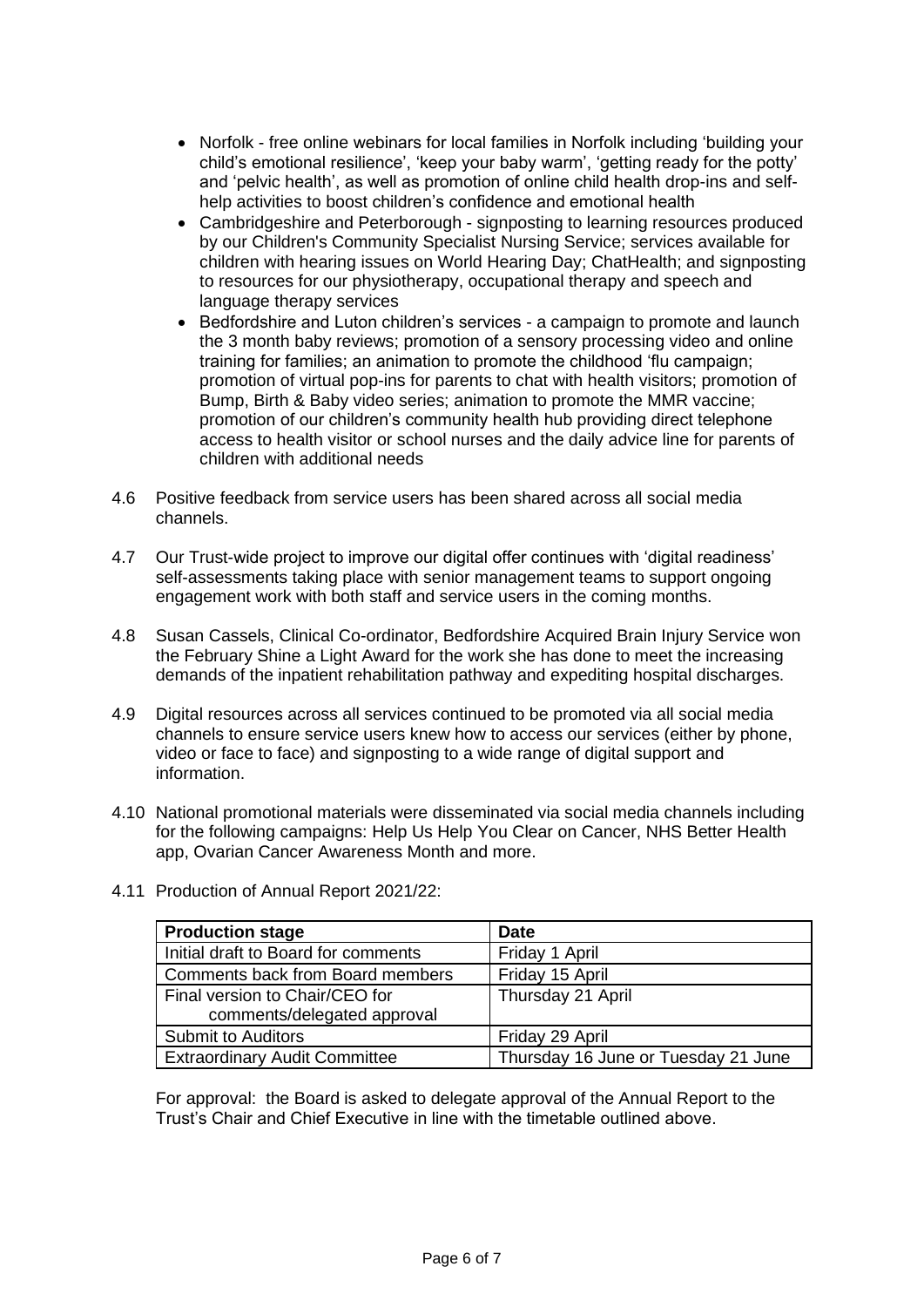- Norfolk - free online webinars for local families in Norfolk including 'building your child's emotional resilience', 'keep your baby warm', 'getting ready for the potty' and 'pelvic health', as well as promotion of online child health drop-ins and self-help activities to boost children's confidence and emotional health
- Cambridgeshire and Peterborough - signposting to learning resources produced by our Children's Community Specialist Nursing Service; services available for children with hearing issues on World Hearing Day; ChatHealth; and signposting to resources for our physiotherapy, occupational therapy and speech and language therapy services
- Bedfordshire and Luton children's services - a campaign to promote and launch the 3 month baby reviews; promotion of a sensory processing video and online training for families; an animation to promote the childhood 'flu campaign; promotion of virtual pop-ins for parents to chat with health visitors; promotion of Bump, Birth & Baby video series; animation to promote the MMR vaccine; promotion of our children's community health hub providing direct telephone access to health visitor or school nurses and the daily advice line for parents of children with additional needs

4.6 Positive feedback from service users has been shared across all social media channels.

4.7 Our Trust-wide project to improve our digital offer continues with 'digital readiness' self-assessments taking place with senior management teams to support ongoing engagement work with both staff and service users in the coming months.

4.8 Susan Cassels, Clinical Co-ordinator, Bedfordshire Acquired Brain Injury Service won the February Shine a Light Award for the work she has done to meet the increasing demands of the inpatient rehabilitation pathway and expediting hospital discharges.

4.9 Digital resources across all services continued to be promoted via all social media channels to ensure service users knew how to access our services (either by phone, video or face to face) and signposting to a wide range of digital support and information.

4.10 National promotional materials were disseminated via social media channels including for the following campaigns: Help Us Help You Clear on Cancer, NHS Better Health app, Ovarian Cancer Awareness Month and more.

4.11 Production of Annual Report 2021/22:

| **Production stage** | **Date** |
|---|---|
| Initial draft to Board for comments | Friday 1 April |
| Comments back from Board members | Friday 15 April |
| Final version to Chair/CEO for comments/delegated approval | Thursday 21 April |
| Submit to Auditors | Friday 29 April |
| Extraordinary Audit Committee | Thursday 16 June or Tuesday 21 June |

For approval: the Board is asked to delegate approval of the Annual Report to the Trust's Chair and Chief Executive in line with the timetable outlined above.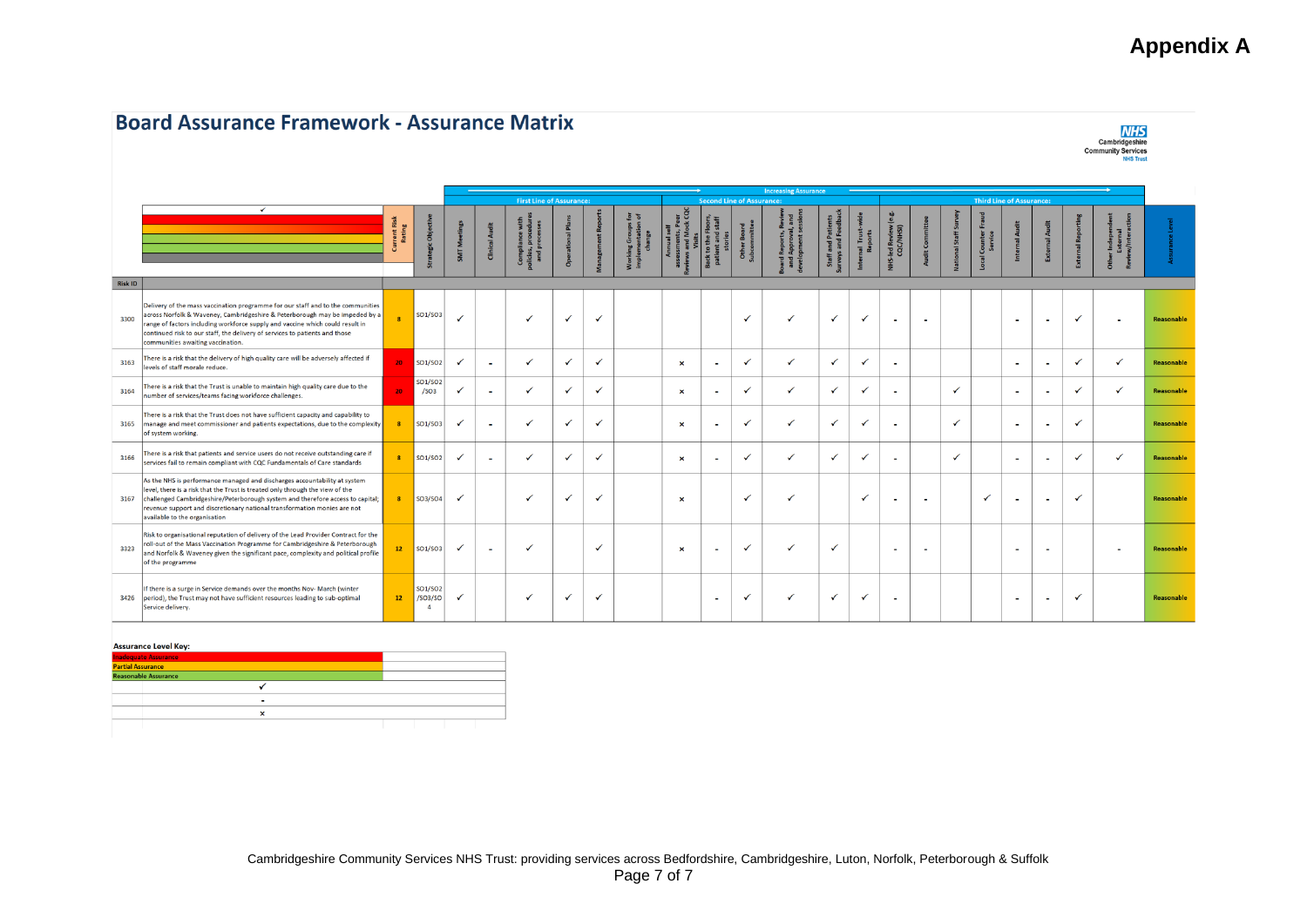# Appendix A

## Board Assurance Framework - Assurance Matrix

Cambridgeshire Community Services NHS Trust

| | | | | Increasing Assurance | | | | | | | | | | | | | | | | | | | | | | |
|---|---|---|---|---|---|---|---|---|---|---|---|---|---|---|---|---|---|---|---|---|---|---|---|---|---|---|
| | | | | First Line of Assurance: | | | | | | Second Line of Assurance: | | | | | | | Third Line of Assurance: | | | | | | | | | |
| Risk ID | | Current Risk Rating | Strategic Objective | SMT Meetings | Clinical Audit | Compliance with policies, procedures and processes | Operational Plans | Management Reports | Working Groups for implementation of change | Annual self assessments, Peer Reviews and Mock CQC Visits | Back to the Floors, patient and staff stories | Other Board Subcommittee | Board Reports, Review and Approval, and development sessions | Staff and Patients Surveys and Feedback | Internal Trust-wide Reports | NHS-led Review (e.g. CQC/NHSI) | Audit Committee | National Staff Survey | Local Counter Fraud Service | Internal Audit | External Audit | External Reporting | Other Independent External Review/Interaction | Assurance Level |
| 3300 | Delivery of the mass vaccination programme for our staff and to the communities across Norfolk & Waveney, Cambridgeshire & Peterborough may be impeded by a range of factors including workforce supply and vaccine which could result in continued risk to our staff, the delivery of services to patients and those communities awaiting vaccination. | 8 | SO1/SO3 | ✓ | | ✓ | ✓ | ✓ | | | | ✓ | ✓ | ✓ | ✓ | - | - | | | - | - | ✓ | - | Reasonable |
| 3163 | There is a risk that the delivery of high quality care will be adversely affected if levels of staff morale reduce. | 20 | SO1/SO2 | ✓ | - | ✓ | ✓ | ✓ | | × | - | ✓ | ✓ | ✓ | ✓ | - | | | | - | - | ✓ | ✓ | Reasonable |
| 3164 | There is a risk that the Trust is unable to maintain high quality care due to the number of services/teams facing workforce challenges. | 20 | SO1/SO2/SO3 | ✓ | - | ✓ | ✓ | ✓ | | × | - | ✓ | ✓ | ✓ | ✓ | - | | ✓ | | - | - | ✓ | ✓ | Reasonable |
| 3165 | There is a risk that the Trust does not have sufficient capacity and capability to manage and meet commissioner and patients expectations, due to the complexity of system working. | 8 | SO1/SO3 | ✓ | - | ✓ | ✓ | ✓ | | × | - | ✓ | ✓ | ✓ | ✓ | - | | ✓ | | - | - | ✓ | | Reasonable |
| 3166 | There is a risk that patients and service users do not receive outstanding care if services fail to remain compliant with CQC Fundamentals of Care standards | 8 | SO1/SO2 | ✓ | - | ✓ | ✓ | ✓ | | × | - | ✓ | ✓ | ✓ | ✓ | - | | ✓ | | - | - | ✓ | ✓ | Reasonable |
| 3167 | As the NHS is performance managed and discharges accountability at system level, there is a risk that the Trust is treated only through the view of the challenged Cambridgeshire/Peterborough system and therefore access to capital, revenue support and discretionary national transformation monies are not available to the organisation | 8 | SO3/SO4 | ✓ | | ✓ | ✓ | ✓ | | × | | ✓ | ✓ | | ✓ | - | - | | ✓ | - | - | ✓ | | Reasonable |
| 3323 | Risk to organisational reputation of delivery of the Lead Provider Contract for the roll-out of the Mass Vaccination Programme for Cambridgeshire & Peterborough and Norfolk & Waveney given the significant pace, complexity and political profile of the programme | 12 | SO1/SO3 | ✓ | - | ✓ | | ✓ | | × | - | ✓ | ✓ | ✓ | | - | - | | | - | - | | - | Reasonable |
| 3426 | If there is a surge in Service demands over the months Nov- March (winter period), the Trust may not have sufficient resources leading to sub-optimal Service delivery. | 12 | SO1/SO2/SO3/SO4 | ✓ | | ✓ | ✓ | ✓ | | | - | ✓ | ✓ | ✓ | ✓ | - | | | | - | - | ✓ | | Reasonable |

**Assurance Level Key:**

| | |
|---|---|
| Inadequate Assurance | |
| Partial Assurance | |
| Reasonable Assurance | |
| ✓ | |
| - | |
| × | |

Cambridgeshire Community Services NHS Trust: providing services across Bedfordshire, Cambridgeshire, Luton, Norfolk, Peterborough & Suffolk